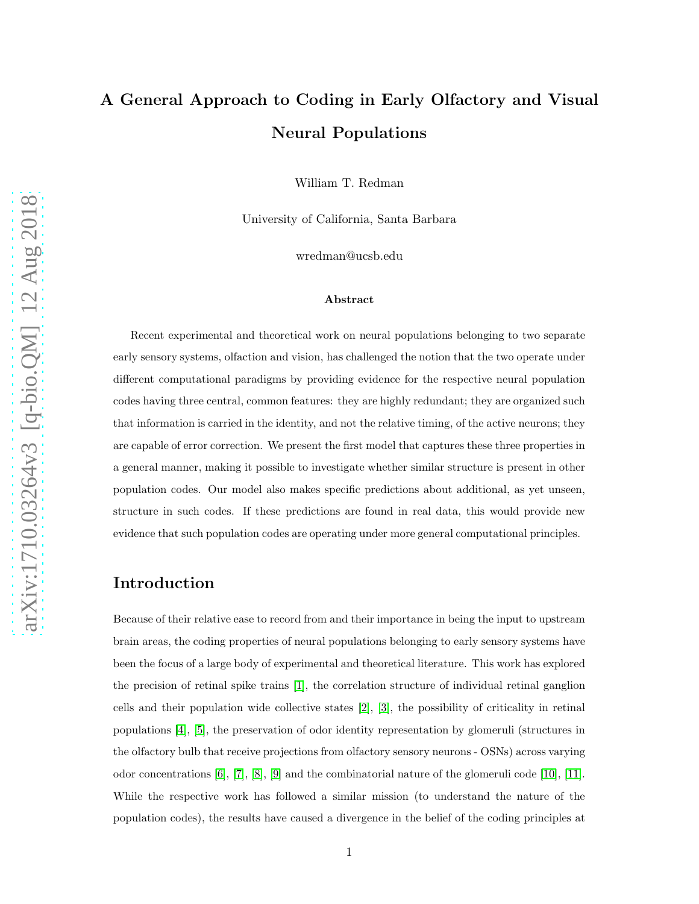# A General Approach to Coding in Early Olfactory and Visual Neural Populations

William T. Redman

University of California, Santa Barbara

wredman@ucsb.edu

### Abstract

Recent experimental and theoretical work on neural populations belonging to two separate early sensory systems, olfaction and vision, has challenged the notion that the two operate under different computational paradigms by providing evidence for the respective neural population codes having three central, common features: they are highly redundant; they are organized such that information is carried in the identity, and not the relative timing, of the active neurons; they are capable of error correction. We present the first model that captures these three properties in a general manner, making it possible to investigate whether similar structure is present in other population codes. Our model also makes specific predictions about additional, as yet unseen, structure in such codes. If these predictions are found in real data, this would provide new evidence that such population codes are operating under more general computational principles.

## Introduction

Because of their relative ease to record from and their importance in being the input to upstream brain areas, the coding properties of neural populations belonging to early sensory systems have been the focus of a large body of experimental and theoretical literature. This work has explored the precision of retinal spike trains [1], the correlation structure of individual retinal ganglion cells and their population wide collective states [2], [3], the possibility of criticality in retinal populations [4], [5], the preservation of odor identity representation by glomeruli (structures in the olfactory bulb that receive projections from olfactory sensory neurons - OSNs) across varying odor concentrations [6], [7], [8], [9] and the combinatorial nature of the glomeruli code [10], [11]. While the respective work has followed a similar mission (to understand the nature of the population codes), the results have caused a divergence in the belief of the coding principles at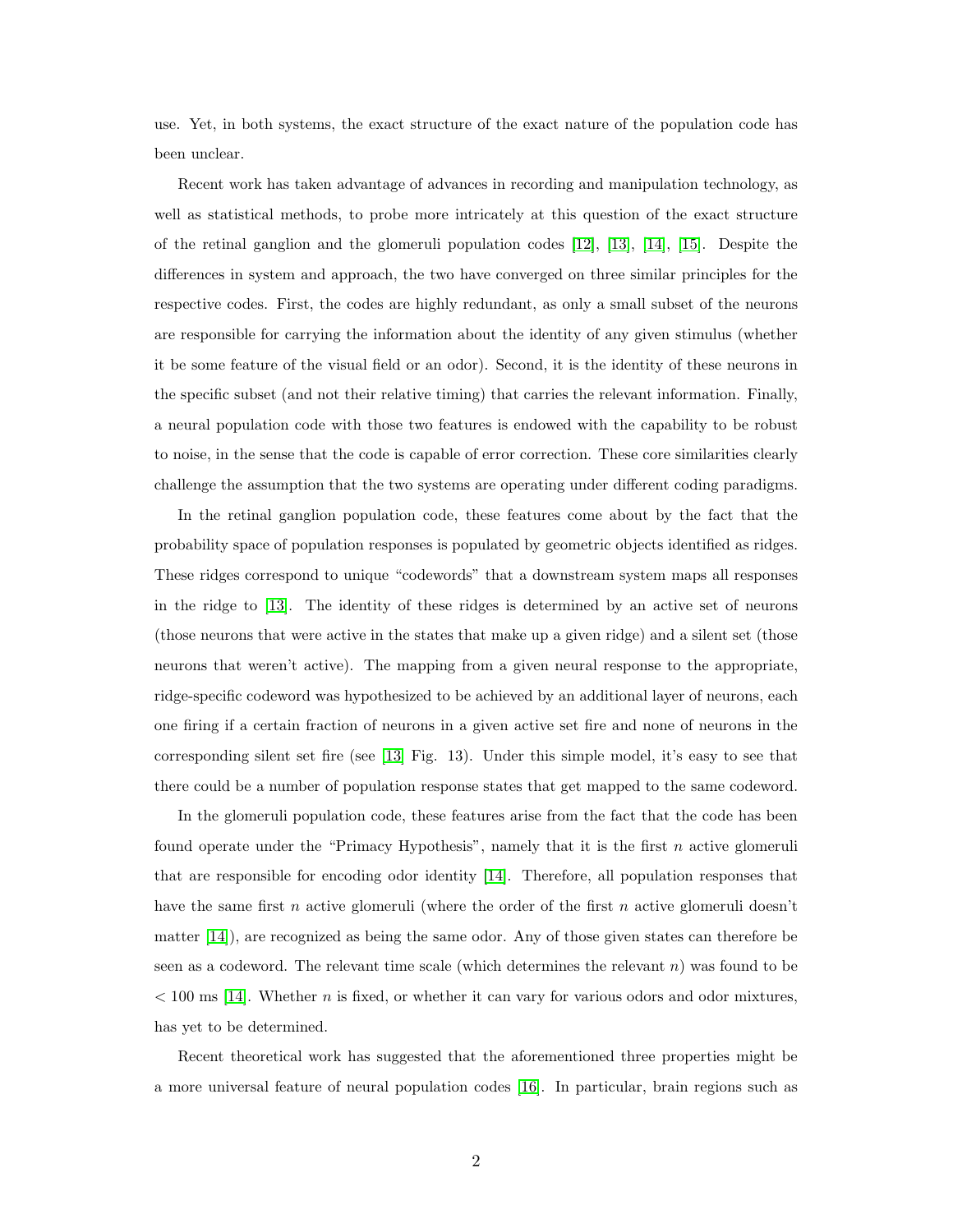use. Yet, in both systems, the exact structure of the exact nature of the population code has been unclear.

Recent work has taken advantage of advances in recording and manipulation technology, as well as statistical methods, to probe more intricately at this question of the exact structure of the retinal ganglion and the glomeruli population codes [12], [13], [14], [15]. Despite the differences in system and approach, the two have converged on three similar principles for the respective codes. First, the codes are highly redundant, as only a small subset of the neurons are responsible for carrying the information about the identity of any given stimulus (whether it be some feature of the visual field or an odor). Second, it is the identity of these neurons in the specific subset (and not their relative timing) that carries the relevant information. Finally, a neural population code with those two features is endowed with the capability to be robust to noise, in the sense that the code is capable of error correction. These core similarities clearly challenge the assumption that the two systems are operating under different coding paradigms.

In the retinal ganglion population code, these features come about by the fact that the probability space of population responses is populated by geometric objects identified as ridges. These ridges correspond to unique "codewords" that a downstream system maps all responses in the ridge to [13]. The identity of these ridges is determined by an active set of neurons (those neurons that were active in the states that make up a given ridge) and a silent set (those neurons that weren't active). The mapping from a given neural response to the appropriate, ridge-specific codeword was hypothesized to be achieved by an additional layer of neurons, each one firing if a certain fraction of neurons in a given active set fire and none of neurons in the corresponding silent set fire (see [13] Fig. 13). Under this simple model, it's easy to see that there could be a number of population response states that get mapped to the same codeword.

In the glomeruli population code, these features arise from the fact that the code has been found operate under the "Primacy Hypothesis", namely that it is the first $n$ active glomeruli that are responsible for encoding odor identity [14]. Therefore, all population responses that have the same first $n$ active glomeruli (where the order of the first $n$ active glomeruli doesn't matter [14]), are recognized as being the same odor. Any of those given states can therefore be seen as a codeword. The relevant time scale (which determines the relevant $n$) was found to be $< 100$ ms [14]. Whether $n$ is fixed, or whether it can vary for various odors and odor mixtures, has yet to be determined.

Recent theoretical work has suggested that the aforementioned three properties might be a more universal feature of neural population codes [16]. In particular, brain regions such as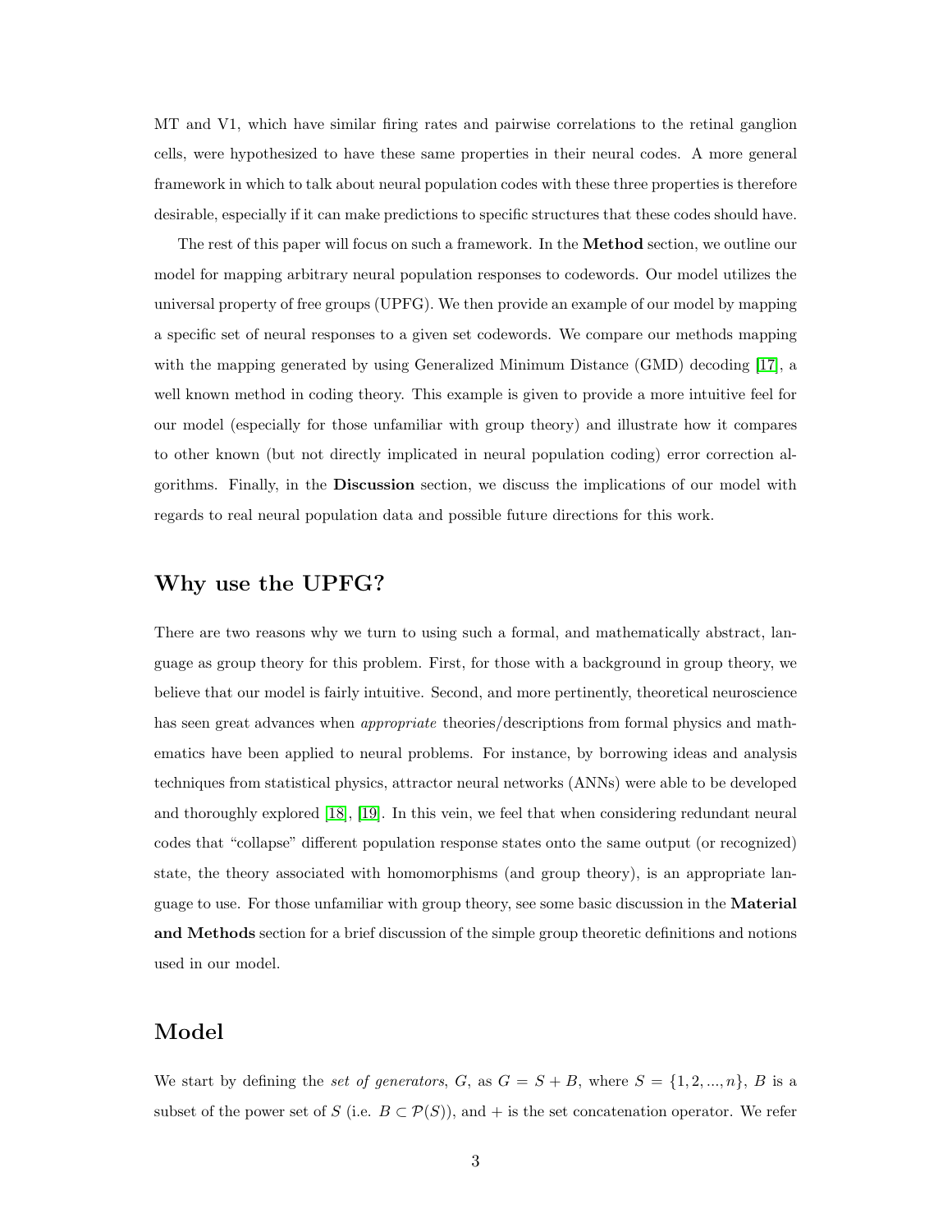MT and V1, which have similar firing rates and pairwise correlations to the retinal ganglion cells, were hypothesized to have these same properties in their neural codes. A more general framework in which to talk about neural population codes with these three properties is therefore desirable, especially if it can make predictions to specific structures that these codes should have.

The rest of this paper will focus on such a framework. In the **Method** section, we outline our model for mapping arbitrary neural population responses to codewords. Our model utilizes the universal property of free groups (UPFG). We then provide an example of our model by mapping a specific set of neural responses to a given set codewords. We compare our methods mapping with the mapping generated by using Generalized Minimum Distance (GMD) decoding [17], a well known method in coding theory. This example is given to provide a more intuitive feel for our model (especially for those unfamiliar with group theory) and illustrate how it compares to other known (but not directly implicated in neural population coding) error correction algorithms. Finally, in the **Discussion** section, we discuss the implications of our model with regards to real neural population data and possible future directions for this work.

## Why use the UPFG?

There are two reasons why we turn to using such a formal, and mathematically abstract, language as group theory for this problem. First, for those with a background in group theory, we believe that our model is fairly intuitive. Second, and more pertinently, theoretical neuroscience has seen great advances when *appropriate* theories/descriptions from formal physics and mathematics have been applied to neural problems. For instance, by borrowing ideas and analysis techniques from statistical physics, attractor neural networks (ANNs) were able to be developed and thoroughly explored [18], [19]. In this vein, we feel that when considering redundant neural codes that "collapse" different population response states onto the same output (or recognized) state, the theory associated with homomorphisms (and group theory), is an appropriate language to use. For those unfamiliar with group theory, see some basic discussion in the **Material and Methods** section for a brief discussion of the simple group theoretic definitions and notions used in our model.

## Model

We start by defining the *set of generators*, $G$, as $G = S + B$, where $S = \{1, 2, ..., n\}$, $B$ is a subset of the power set of $S$ (i.e. $B \subset \mathcal{P}(S)$), and $+$ is the set concatenation operator. We refer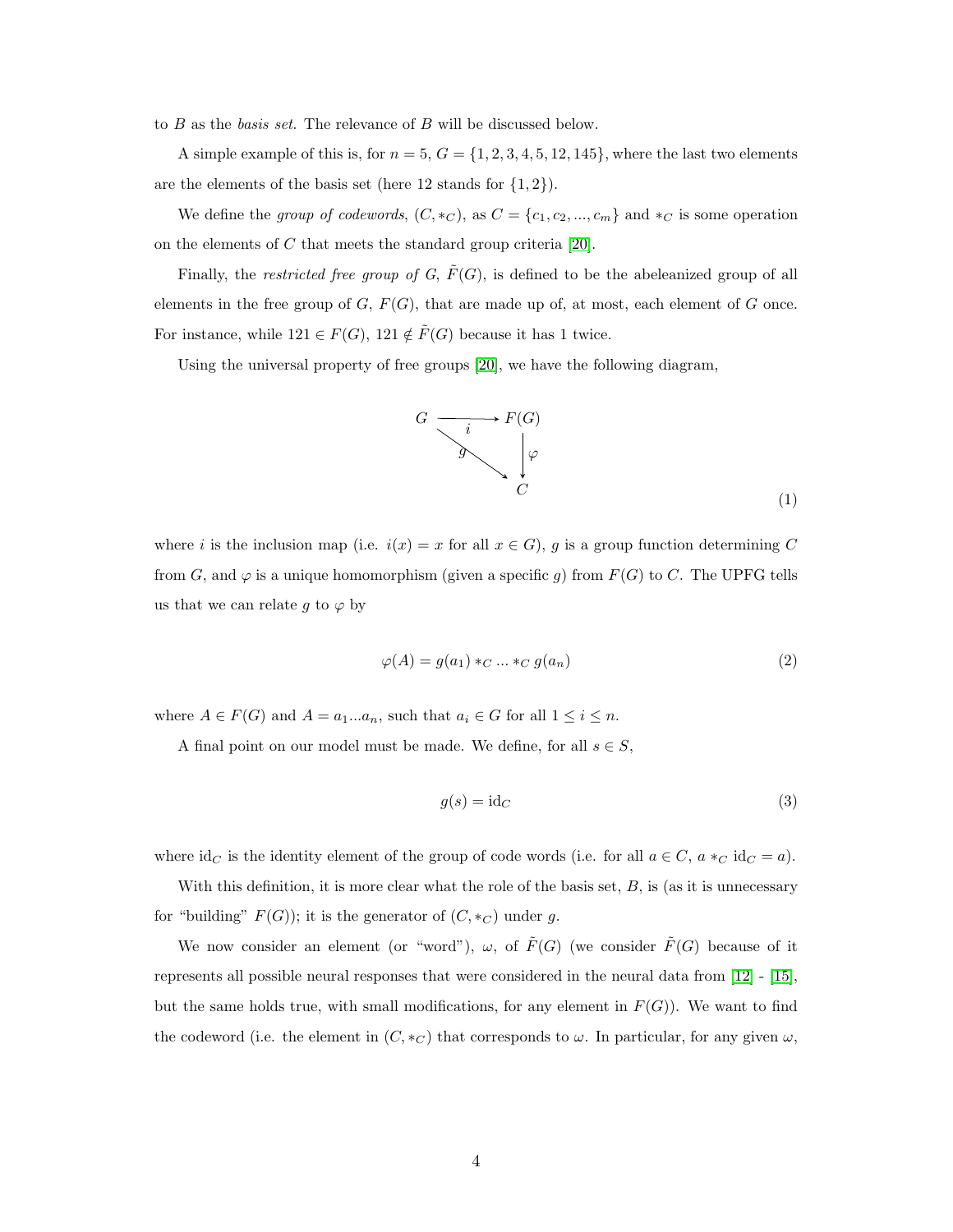to $B$ as the *basis set*. The relevance of $B$ will be discussed below.

A simple example of this is, for $n = 5$, $G = \{1, 2, 3, 4, 5, 12, 145\}$, where the last two elements are the elements of the basis set (here 12 stands for $\{1, 2\}$).

We define the *group of codewords*, $(C, *_C)$, as $C = \{c_1, c_2, ..., c_m\}$ and $*_C$ is some operation on the elements of $C$ that meets the standard group criteria [20].

Finally, the *restricted free group of* $G$, $\tilde{F}(G)$, is defined to be the abeleanized group of all elements in the free group of $G$, $F(G)$, that are made up of, at most, each element of $G$ once. For instance, while $121 \in F(G)$, $121 \notin \tilde{F}(G)$ because it has 1 twice.

Using the universal property of free groups [20], we have the following diagram,

$$
\begin{array}{ccc}
G & \xrightarrow{\quad i \quad} & F(G) \\
& \searrow^{g} & \downarrow \varphi \\
& & C
\end{array}
\tag{1}
$$

where $i$ is the inclusion map (i.e. $i(x) = x$ for all $x \in G$), $g$ is a group function determining $C$ from $G$, and $\varphi$ is a unique homomorphism (given a specific $g$) from $F(G)$ to $C$. The UPFG tells us that we can relate $g$ to $\varphi$ by

$$
\varphi(A) = g(a_1) *_C ... *_C g(a_n) \tag{2}
$$

where $A \in F(G)$ and $A = a_1...a_n$, such that $a_i \in G$ for all $1 \leq i \leq n$.

A final point on our model must be made. We define, for all $s \in S$,

$$
g(s) = \text{id}_C \tag{3}
$$

where $\text{id}_C$ is the identity element of the group of code words (i.e. for all $a \in C$, $a *_C \text{id}_C = a$).

With this definition, it is more clear what the role of the basis set, $B$, is (as it is unnecessary for "building" $F(G)$); it is the generator of $(C, *_C)$ under $g$.

We now consider an element (or "word"), $\omega$, of $\tilde{F}(G)$ (we consider $\tilde{F}(G)$ because of it represents all possible neural responses that were considered in the neural data from [12] - [15], but the same holds true, with small modifications, for any element in $F(G)$). We want to find the codeword (i.e. the element in $(C, *_C)$ that corresponds to $\omega$. In particular, for any given $\omega$,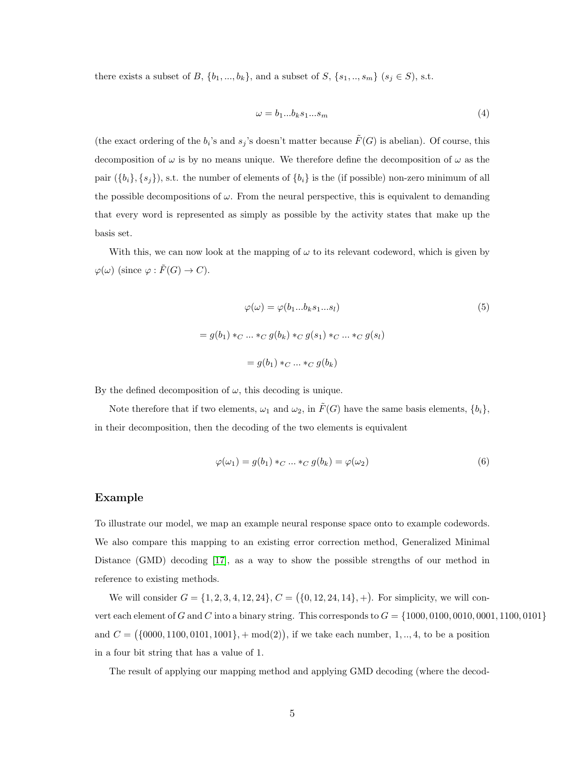there exists a subset of $B$, $\{b_1, ..., b_k\}$, and a subset of $S$, $\{s_1, .., s_m\}$ ($s_j \in S$), s.t.

$$\omega = b_1...b_k s_1...s_m \tag{4}$$

(the exact ordering of the $b_i$'s and $s_j$'s doesn't matter because $\tilde{F}(G)$ is abelian). Of course, this decomposition of $\omega$ is by no means unique. We therefore define the decomposition of $\omega$ as the pair $(\{b_i\}, \{s_j\})$, s.t. the number of elements of $\{b_i\}$ is the (if possible) non-zero minimum of all the possible decompositions of $\omega$. From the neural perspective, this is equivalent to demanding that every word is represented as simply as possible by the activity states that make up the basis set.

With this, we can now look at the mapping of $\omega$ to its relevant codeword, which is given by $\varphi(\omega)$ (since $\varphi : \tilde{F}(G) \to C$).

$$\varphi(\omega) = \varphi(b_1...b_k s_1...s_l) \tag{5}$$

$$= g(b_1) *_C ... *_C g(b_k) *_C g(s_1) *_C ... *_C g(s_l)$$

$$= g(b_1) *_C ... *_C g(b_k)$$

By the defined decomposition of $\omega$, this decoding is unique.

Note therefore that if two elements, $\omega_1$ and $\omega_2$, in $\tilde{F}(G)$ have the same basis elements, $\{b_i\}$, in their decomposition, then the decoding of the two elements is equivalent

$$\varphi(\omega_1) = g(b_1) *_C ... *_C g(b_k) = \varphi(\omega_2) \tag{6}$$

## Example

To illustrate our model, we map an example neural response space onto to example codewords. We also compare this mapping to an existing error correction method, Generalized Minimal Distance (GMD) decoding [17], as a way to show the possible strengths of our method in reference to existing methods.

We will consider $G = \{1, 2, 3, 4, 12, 24\}$, $C = (\{0, 12, 24, 14\}, +)$. For simplicity, we will convert each element of $G$ and $C$ into a binary string. This corresponds to $G = \{1000, 0100, 0010, 0001, 1100, 0101\}$ and $C = (\{0000, 1100, 0101, 1001\}, + \bmod(2))$, if we take each number, $1, .., 4$, to be a position in a four bit string that has a value of 1.

The result of applying our mapping method and applying GMD decoding (where the decod-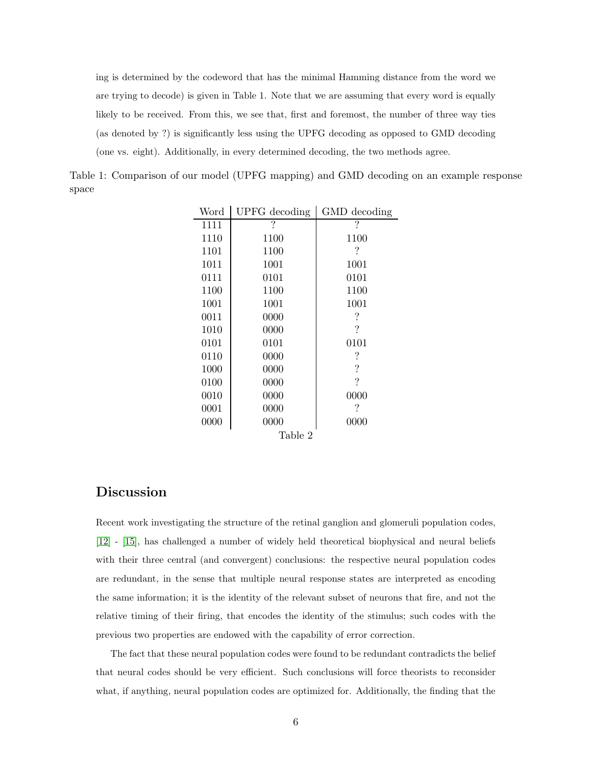ing is determined by the codeword that has the minimal Hamming distance from the word we are trying to decode) is given in Table 1. Note that we are assuming that every word is equally likely to be received. From this, we see that, first and foremost, the number of three way ties (as denoted by ?) is significantly less using the UPFG decoding as opposed to GMD decoding (one vs. eight). Additionally, in every determined decoding, the two methods agree.

Table 1: Comparison of our model (UPFG mapping) and GMD decoding on an example response space

| Word | UPFG decoding | GMD decoding |
|---|---|---|
| 1111 | ? | ? |
| 1110 | 1100 | 1100 |
| 1101 | 1100 | ? |
| 1011 | 1001 | 1001 |
| 0111 | 0101 | 0101 |
| 1100 | 1100 | 1100 |
| 1001 | 1001 | 1001 |
| 0011 | 0000 | ? |
| 1010 | 0000 | ? |
| 0101 | 0101 | 0101 |
| 0110 | 0000 | ? |
| 1000 | 0000 | ? |
| 0100 | 0000 | ? |
| 0010 | 0000 | 0000 |
| 0001 | 0000 | ? |
| 0000 | 0000 | 0000 |

Table 2

## Discussion

Recent work investigating the structure of the retinal ganglion and glomeruli population codes, [12] - [15], has challenged a number of widely held theoretical biophysical and neural beliefs with their three central (and convergent) conclusions: the respective neural population codes are redundant, in the sense that multiple neural response states are interpreted as encoding the same information; it is the identity of the relevant subset of neurons that fire, and not the relative timing of their firing, that encodes the identity of the stimulus; such codes with the previous two properties are endowed with the capability of error correction.

The fact that these neural population codes were found to be redundant contradicts the belief that neural codes should be very efficient. Such conclusions will force theorists to reconsider what, if anything, neural population codes are optimized for. Additionally, the finding that the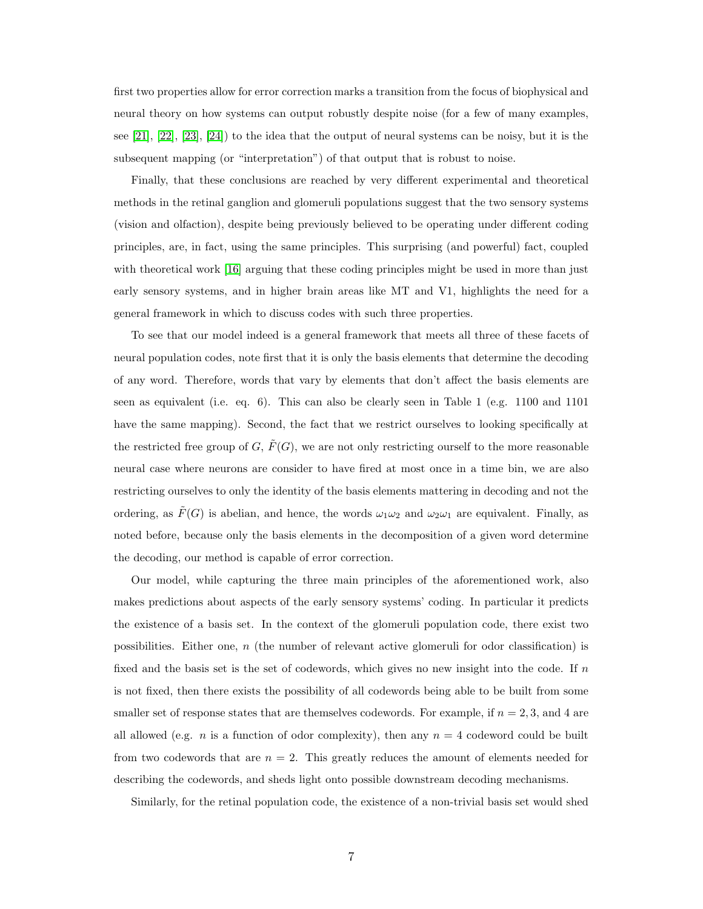first two properties allow for error correction marks a transition from the focus of biophysical and neural theory on how systems can output robustly despite noise (for a few of many examples, see [21], [22], [23], [24]) to the idea that the output of neural systems can be noisy, but it is the subsequent mapping (or "interpretation") of that output that is robust to noise.

Finally, that these conclusions are reached by very different experimental and theoretical methods in the retinal ganglion and glomeruli populations suggest that the two sensory systems (vision and olfaction), despite being previously believed to be operating under different coding principles, are, in fact, using the same principles. This surprising (and powerful) fact, coupled with theoretical work [16] arguing that these coding principles might be used in more than just early sensory systems, and in higher brain areas like MT and V1, highlights the need for a general framework in which to discuss codes with such three properties.

To see that our model indeed is a general framework that meets all three of these facets of neural population codes, note first that it is only the basis elements that determine the decoding of any word. Therefore, words that vary by elements that don't affect the basis elements are seen as equivalent (i.e. eq. 6). This can also be clearly seen in Table 1 (e.g. 1100 and 1101 have the same mapping). Second, the fact that we restrict ourselves to looking specifically at the restricted free group of $G$, $\tilde{F}(G)$, we are not only restricting ourself to the more reasonable neural case where neurons are consider to have fired at most once in a time bin, we are also restricting ourselves to only the identity of the basis elements mattering in decoding and not the ordering, as $\tilde{F}(G)$ is abelian, and hence, the words $\omega_1\omega_2$ and $\omega_2\omega_1$ are equivalent. Finally, as noted before, because only the basis elements in the decomposition of a given word determine the decoding, our method is capable of error correction.

Our model, while capturing the three main principles of the aforementioned work, also makes predictions about aspects of the early sensory systems' coding. In particular it predicts the existence of a basis set. In the context of the glomeruli population code, there exist two possibilities. Either one, $n$ (the number of relevant active glomeruli for odor classification) is fixed and the basis set is the set of codewords, which gives no new insight into the code. If $n$ is not fixed, then there exists the possibility of all codewords being able to be built from some smaller set of response states that are themselves codewords. For example, if $n = 2, 3$, and $4$ are all allowed (e.g. $n$ is a function of odor complexity), then any $n = 4$ codeword could be built from two codewords that are $n = 2$. This greatly reduces the amount of elements needed for describing the codewords, and sheds light onto possible downstream decoding mechanisms.

Similarly, for the retinal population code, the existence of a non-trivial basis set would shed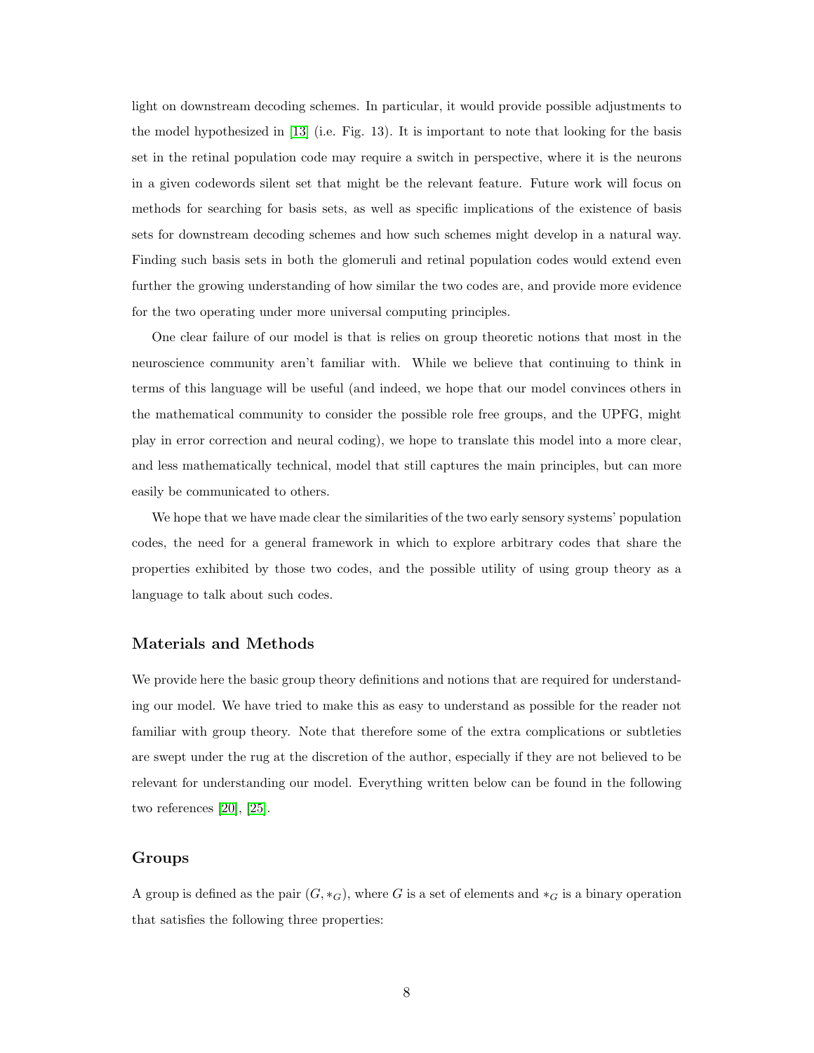light on downstream decoding schemes. In particular, it would provide possible adjustments to the model hypothesized in [13] (i.e. Fig. 13). It is important to note that looking for the basis set in the retinal population code may require a switch in perspective, where it is the neurons in a given codewords silent set that might be the relevant feature. Future work will focus on methods for searching for basis sets, as well as specific implications of the existence of basis sets for downstream decoding schemes and how such schemes might develop in a natural way. Finding such basis sets in both the glomeruli and retinal population codes would extend even further the growing understanding of how similar the two codes are, and provide more evidence for the two operating under more universal computing principles.

One clear failure of our model is that is relies on group theoretic notions that most in the neuroscience community aren't familiar with. While we believe that continuing to think in terms of this language will be useful (and indeed, we hope that our model convinces others in the mathematical community to consider the possible role free groups, and the UPFG, might play in error correction and neural coding), we hope to translate this model into a more clear, and less mathematically technical, model that still captures the main principles, but can more easily be communicated to others.

We hope that we have made clear the similarities of the two early sensory systems' population codes, the need for a general framework in which to explore arbitrary codes that share the properties exhibited by those two codes, and the possible utility of using group theory as a language to talk about such codes.

## Materials and Methods

We provide here the basic group theory definitions and notions that are required for understanding our model. We have tried to make this as easy to understand as possible for the reader not familiar with group theory. Note that therefore some of the extra complications or subtleties are swept under the rug at the discretion of the author, especially if they are not believed to be relevant for understanding our model. Everything written below can be found in the following two references [20], [25].

## Groups

A group is defined as the pair $(G, *_G)$, where $G$ is a set of elements and $*_G$ is a binary operation that satisfies the following three properties: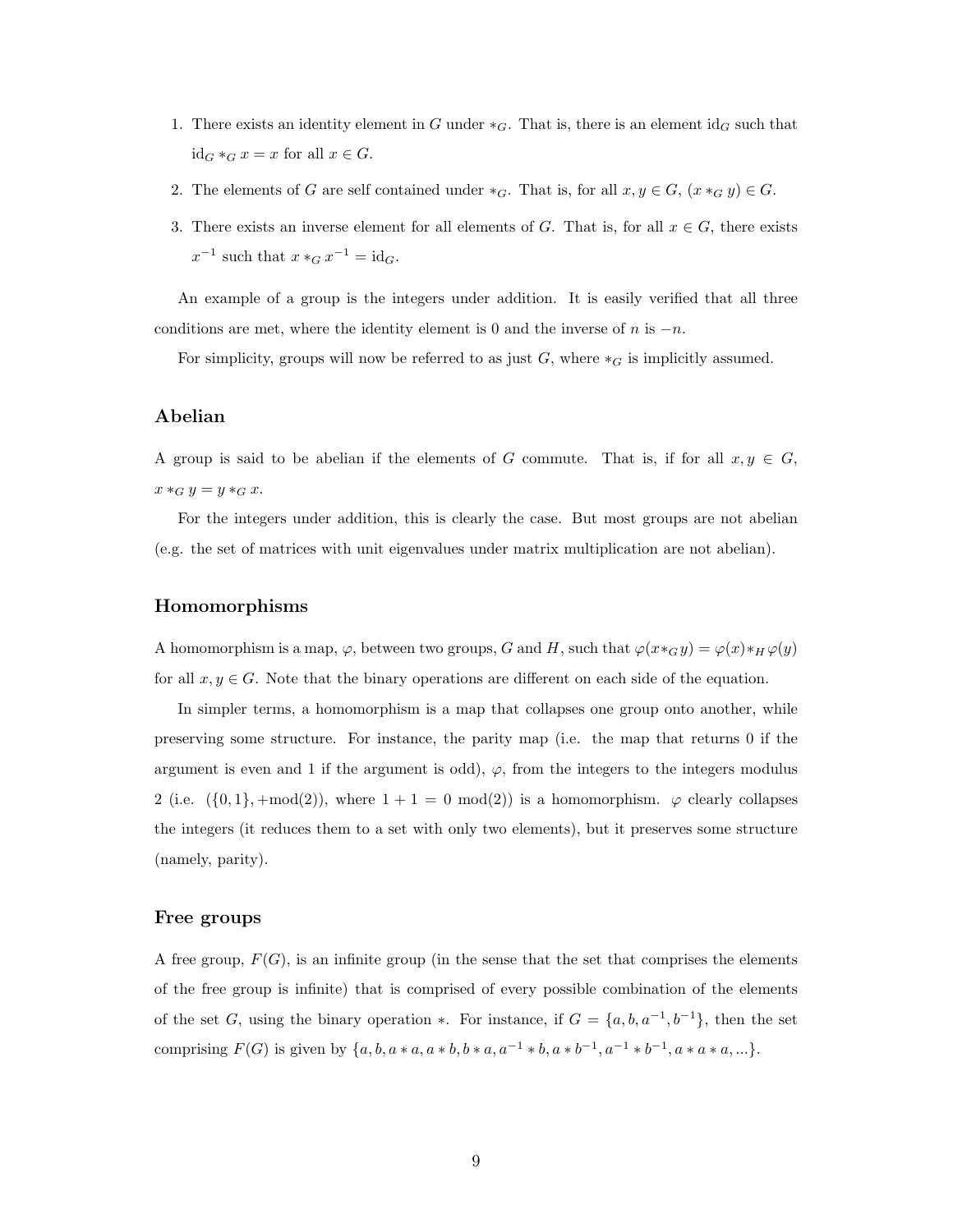1. There exists an identity element in $G$ under $*_G$. That is, there is an element $\text{id}_G$ such that $\text{id}_G *_G x = x$ for all $x \in G$.
2. The elements of $G$ are self contained under $*_G$. That is, for all $x, y \in G$, $(x *_G y) \in G$.
3. There exists an inverse element for all elements of $G$. That is, for all $x \in G$, there exists $x^{-1}$ such that $x *_G x^{-1} = \text{id}_G$.

An example of a group is the integers under addition. It is easily verified that all three conditions are met, where the identity element is 0 and the inverse of $n$ is $-n$.

For simplicity, groups will now be referred to as just $G$, where $*_G$ is implicitly assumed.

### Abelian

A group is said to be abelian if the elements of $G$ commute. That is, if for all $x, y \in G$, $x *_G y = y *_G x$.

For the integers under addition, this is clearly the case. But most groups are not abelian (e.g. the set of matrices with unit eigenvalues under matrix multiplication are not abelian).

### Homomorphisms

A homomorphism is a map, $\varphi$, between two groups, $G$ and $H$, such that $\varphi(x *_G y) = \varphi(x) *_H \varphi(y)$ for all $x, y \in G$. Note that the binary operations are different on each side of the equation.

In simpler terms, a homomorphism is a map that collapses one group onto another, while preserving some structure. For instance, the parity map (i.e. the map that returns 0 if the argument is even and 1 if the argument is odd), $\varphi$, from the integers to the integers modulus 2 (i.e. $(\{0, 1\}, +\text{mod}(2))$, where $1 + 1 = 0 \text{ mod}(2)$) is a homomorphism. $\varphi$ clearly collapses the integers (it reduces them to a set with only two elements), but it preserves some structure (namely, parity).

### Free groups

A free group, $F(G)$, is an infinite group (in the sense that the set that comprises the elements of the free group is infinite) that is comprised of every possible combination of the elements of the set $G$, using the binary operation $*$. For instance, if $G = \{a, b, a^{-1}, b^{-1}\}$, then the set comprising $F(G)$ is given by $\{a, b, a * a, a * b, b * a, a^{-1} * b, a * b^{-1}, a^{-1} * b^{-1}, a * a * a, ...\}$.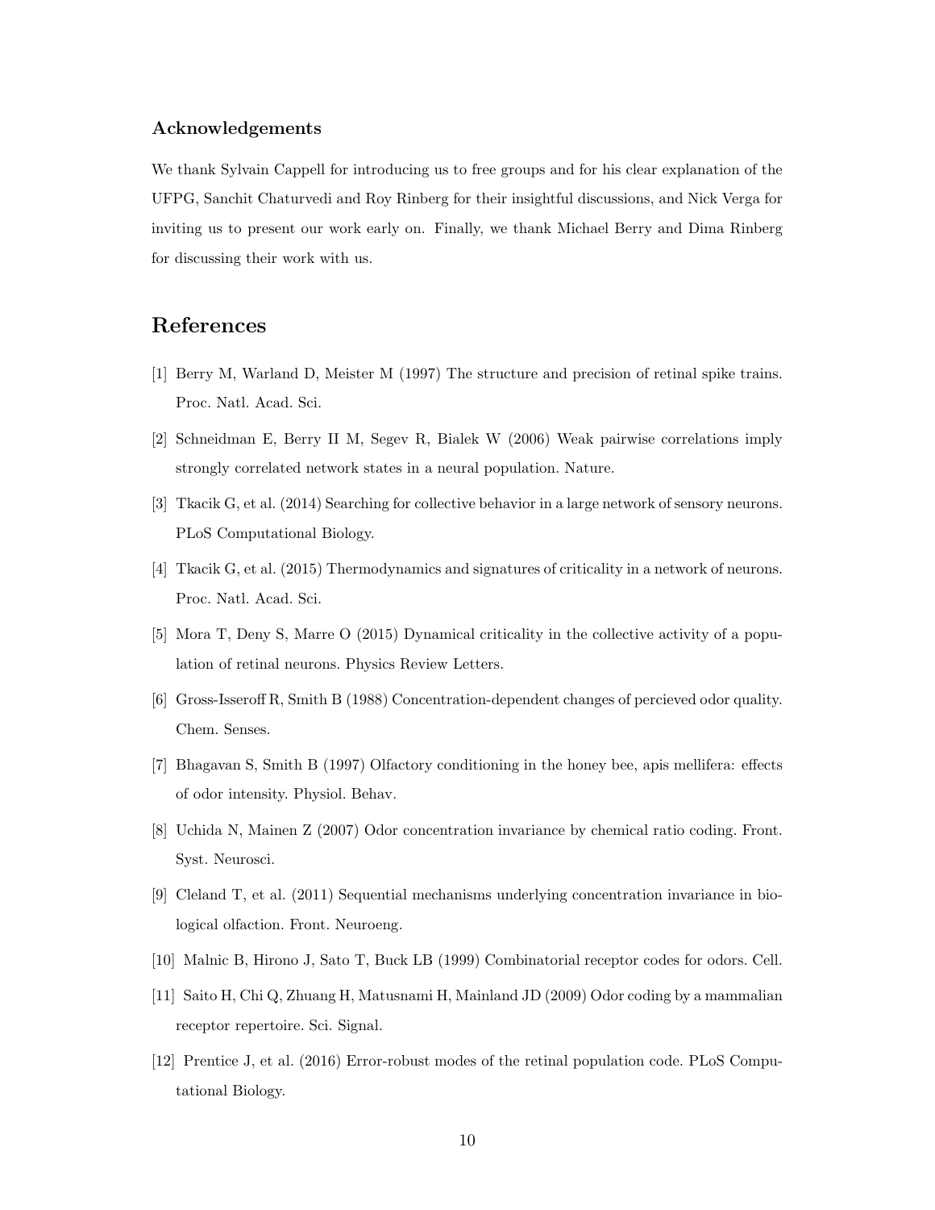### Acknowledgements

We thank Sylvain Cappell for introducing us to free groups and for his clear explanation of the UFPG, Sanchit Chaturvedi and Roy Rinberg for their insightful discussions, and Nick Verga for inviting us to present our work early on. Finally, we thank Michael Berry and Dima Rinberg for discussing their work with us.

## References

[1] Berry M, Warland D, Meister M (1997) The structure and precision of retinal spike trains. Proc. Natl. Acad. Sci.

[2] Schneidman E, Berry II M, Segev R, Bialek W (2006) Weak pairwise correlations imply strongly correlated network states in a neural population. Nature.

[3] Tkacik G, et al. (2014) Searching for collective behavior in a large network of sensory neurons. PLoS Computational Biology.

[4] Tkacik G, et al. (2015) Thermodynamics and signatures of criticality in a network of neurons. Proc. Natl. Acad. Sci.

[5] Mora T, Deny S, Marre O (2015) Dynamical criticality in the collective activity of a population of retinal neurons. Physics Review Letters.

[6] Gross-Isseroff R, Smith B (1988) Concentration-dependent changes of percieved odor quality. Chem. Senses.

[7] Bhagavan S, Smith B (1997) Olfactory conditioning in the honey bee, apis mellifera: effects of odor intensity. Physiol. Behav.

[8] Uchida N, Mainen Z (2007) Odor concentration invariance by chemical ratio coding. Front. Syst. Neurosci.

[9] Cleland T, et al. (2011) Sequential mechanisms underlying concentration invariance in biological olfaction. Front. Neuroeng.

[10] Malnic B, Hirono J, Sato T, Buck LB (1999) Combinatorial receptor codes for odors. Cell.

[11] Saito H, Chi Q, Zhuang H, Matusnami H, Mainland JD (2009) Odor coding by a mammalian receptor repertoire. Sci. Signal.

[12] Prentice J, et al. (2016) Error-robust modes of the retinal population code. PLoS Computational Biology.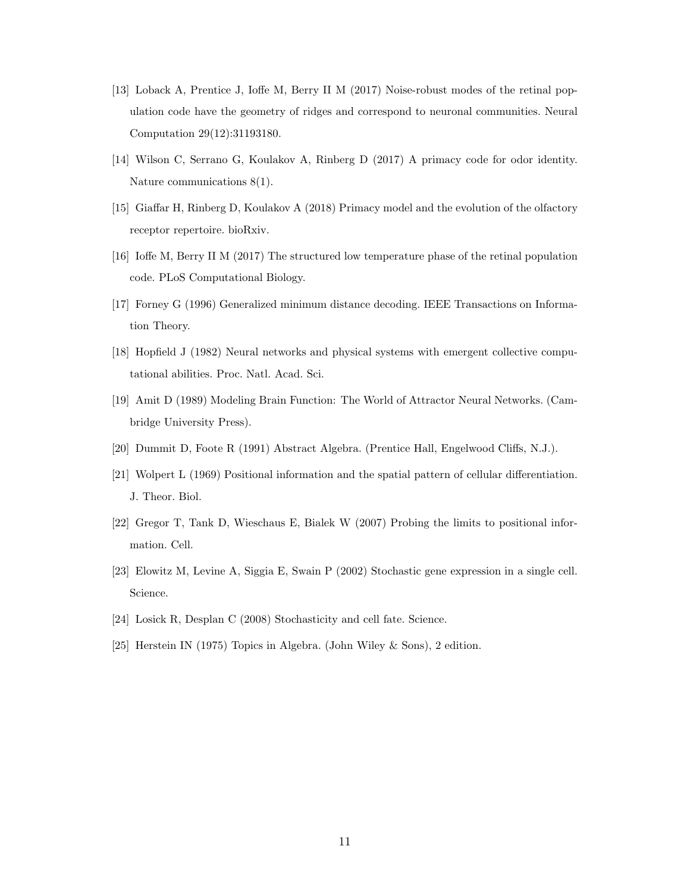[13] Loback A, Prentice J, Ioffe M, Berry II M (2017) Noise-robust modes of the retinal population code have the geometry of ridges and correspond to neuronal communities. Neural Computation 29(12):31193180.

[14] Wilson C, Serrano G, Koulakov A, Rinberg D (2017) A primacy code for odor identity. Nature communications 8(1).

[15] Giaffar H, Rinberg D, Koulakov A (2018) Primacy model and the evolution of the olfactory receptor repertoire. bioRxiv.

[16] Ioffe M, Berry II M (2017) The structured low temperature phase of the retinal population code. PLoS Computational Biology.

[17] Forney G (1996) Generalized minimum distance decoding. IEEE Transactions on Information Theory.

[18] Hopfield J (1982) Neural networks and physical systems with emergent collective computational abilities. Proc. Natl. Acad. Sci.

[19] Amit D (1989) Modeling Brain Function: The World of Attractor Neural Networks. (Cambridge University Press).

[20] Dummit D, Foote R (1991) Abstract Algebra. (Prentice Hall, Engelwood Cliffs, N.J.).

[21] Wolpert L (1969) Positional information and the spatial pattern of cellular differentiation. J. Theor. Biol.

[22] Gregor T, Tank D, Wieschaus E, Bialek W (2007) Probing the limits to positional information. Cell.

[23] Elowitz M, Levine A, Siggia E, Swain P (2002) Stochastic gene expression in a single cell. Science.

[24] Losick R, Desplan C (2008) Stochasticity and cell fate. Science.

[25] Herstein IN (1975) Topics in Algebra. (John Wiley & Sons), 2 edition.